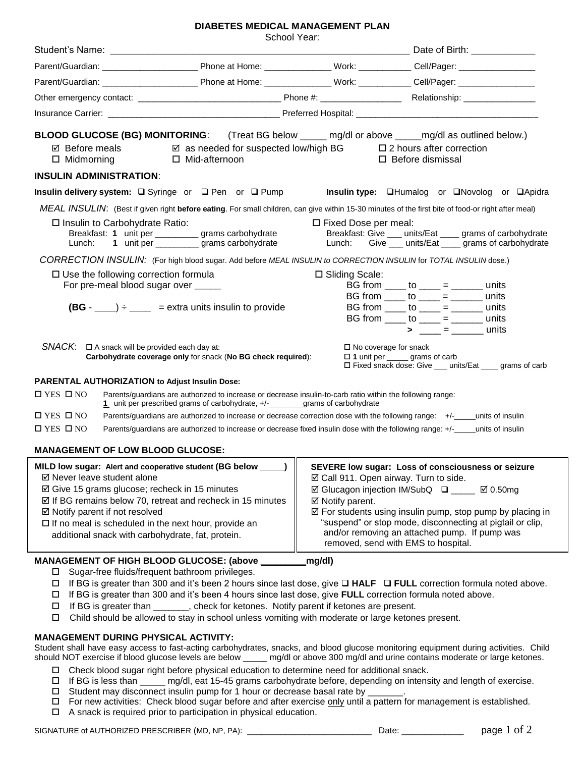# DIABETES MEDICAL MANAGEMENT PLAN

School Year:

Student's Name: ___________________________________________________________ Date of Birth: ____________

Parent/Guardian: ____________________ Phone at Home: ______________ Work: ___________ Cell/Pager: ________________

Parent/Guardian: ____________________ Phone at Home: ______________ Work: ___________ Cell/Pager: ________________

Other emergency contact: _______________________________ Phone #: _________________ Relationship: _______________

Insurance Carrier: ____________________________________ Preferred Hospital: ______________________________________

**BLOOD GLUCOSE (BG) MONITORING**: (Treat BG below _____ mg/dl or above _____mg/dl as outlined below.)

- ☑ Before meals
- ☑ as needed for suspected low/high BG
- ☐ 2 hours after correction
- ☐ Midmorning
- ☐ Mid-afternoon
- ☐ Before dismissal

**INSULIN ADMINISTRATION**:

**Insulin delivery system:** ☐ Syringe or ☐ Pen or ☐ Pump **Insulin type:** ☐Humalog or ☐Novolog or ☐Apidra

*MEAL INSULIN*: (Best if given right **before eating**. For small children, can give within 15-30 minutes of the first bite of food-or right after meal)

☐ Insulin to Carbohydrate Ratio:
Breakfast: **1** unit per _________ grams carbohydrate
Lunch: **1** unit per _________ grams carbohydrate

☐ Fixed Dose per meal:
Breakfast: Give ___ units/Eat ____ grams of carbohydrate
Lunch: Give ___ units/Eat ____ grams of carbohydrate

*CORRECTION INSULIN:* (For high blood sugar. Add before *MEAL INSULIN to CORRECTION INSULIN* for *TOTAL INSULIN* dose.)

☐ Use the following correction formula
For pre-meal blood sugar over _____

**(BG** - ____) ÷ ____ = extra units insulin to provide

☐ Sliding Scale:
BG from ____ to ____ = ______ units
BG from ____ to ____ = ______ units
BG from ____ to ____ = ______ units
BG from ____ to ____ = ______ units
\> ____ = ______ units

*SNACK*: ☐ A snack will be provided each day at: _____________
**Carbohydrate coverage only** for snack (**No BG check required**):
☐ No coverage for snack
☐ **1** unit per _____ grams of carb
☐ Fixed snack dose: Give ___ units/Eat ____ grams of carb

**PARENTAL AUTHORIZATION to Adjust Insulin Dose:**

☐ YES ☐ NO Parents/guardians are authorized to increase or decrease insulin-to-carb ratio within the following range: **1** unit per prescribed grams of carbohydrate, +/-________grams of carbohydrate

☐ YES ☐ NO Parents/guardians are authorized to increase or decrease correction dose with the following range: +/-_____units of insulin

☐ YES ☐ NO Parents/guardians are authorized to increase or decrease fixed insulin dose with the following range: +/-_____units of insulin

**MANAGEMENT OF LOW BLOOD GLUCOSE:**

**MILD low sugar: Alert and cooperative student (BG below _____)**
- ☑ Never leave student alone
- ☑ Give 15 grams glucose; recheck in 15 minutes
- ☑ If BG remains below 70, retreat and recheck in 15 minutes
- ☑ Notify parent if not resolved
- ☐ If no meal is scheduled in the next hour, provide an additional snack with carbohydrate, fat, protein.

**SEVERE low sugar: Loss of consciousness or seizure**
- ☑ Call 911. Open airway. Turn to side.
- ☑ Glucagon injection IM/SubQ ☐ _____ ☑ 0.50mg
- ☑ Notify parent.
- ☑ For students using insulin pump, stop pump by placing in "suspend" or stop mode, disconnecting at pigtail or clip, and/or removing an attached pump. If pump was removed, send with EMS to hospital.

**MANAGEMENT OF HIGH BLOOD GLUCOSE: (above _________mg/dl)**

- ☐ Sugar-free fluids/frequent bathroom privileges.
- ☐ If BG is greater than 300 and it's been 2 hours since last dose, give ☐ **HALF** ☐ **FULL** correction formula noted above.
- ☐ If BG is greater than 300 and it's been 4 hours since last dose, give **FULL** correction formula noted above.
- ☐ If BG is greater than _______, check for ketones. Notify parent if ketones are present.
- ☐ Child should be allowed to stay in school unless vomiting with moderate or large ketones present.

**MANAGEMENT DURING PHYSICAL ACTIVITY:**

Student shall have easy access to fast-acting carbohydrates, snacks, and blood glucose monitoring equipment during activities. Child should NOT exercise if blood glucose levels are below _____ mg/dl or above 300 mg/dl and urine contains moderate or large ketones.

- ☐ Check blood sugar right before physical education to determine need for additional snack.
- ☐ If BG is less than _____ mg/dl, eat 15-45 grams carbohydrate before, depending on intensity and length of exercise.
- ☐ Student may disconnect insulin pump for 1 hour or decrease basal rate by _______.
- ☐ For new activities: Check blood sugar before and after exercise only until a pattern for management is established.
- ☐ A snack is required prior to participation in physical education.

SIGNATURE of AUTHORIZED PRESCRIBER (MD, NP, PA): __________________________ Date: ____________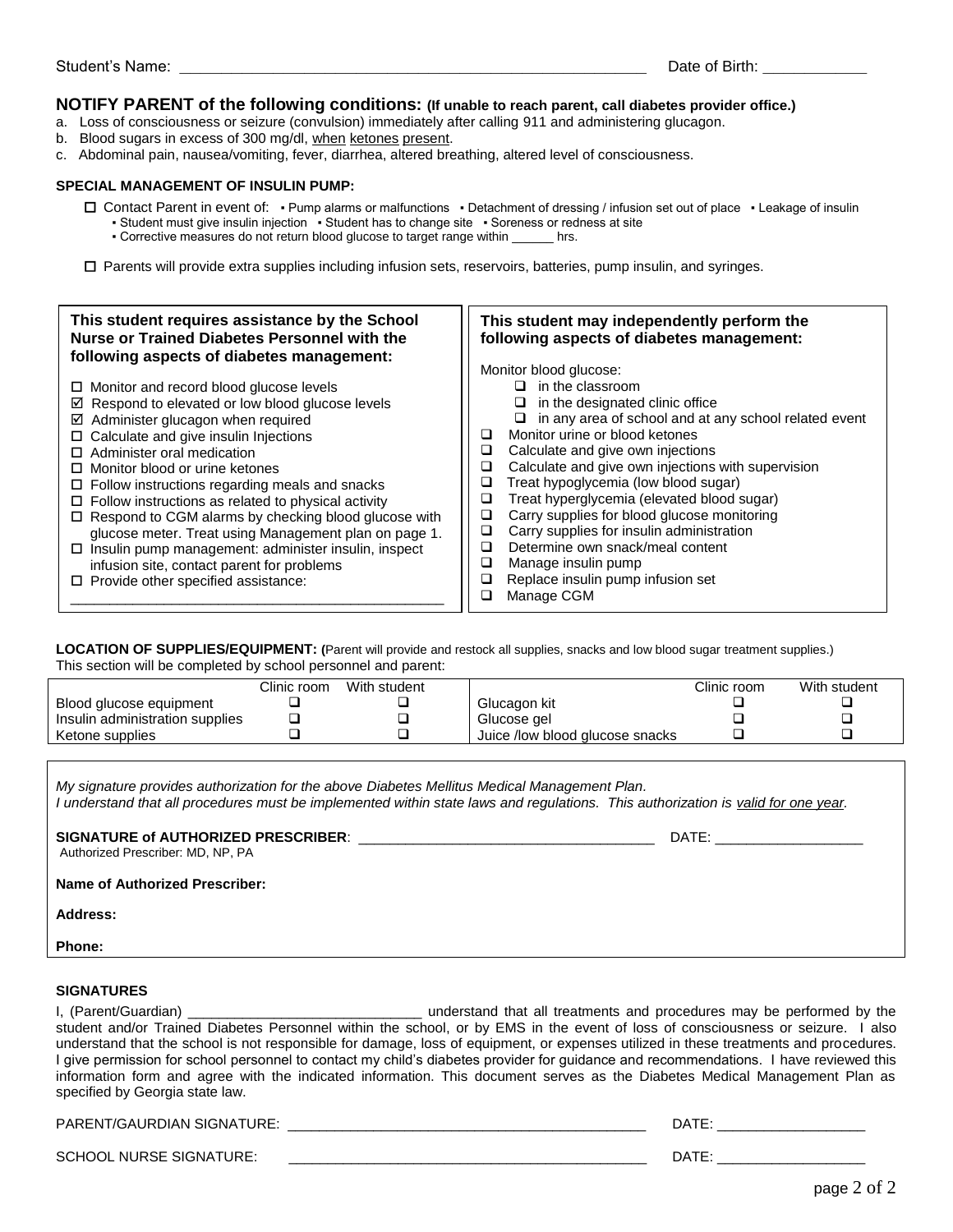Student's Name: ________________________________________________________ Date of Birth: ____________

## NOTIFY PARENT of the following conditions: (If unable to reach parent, call diabetes provider office.)

a. Loss of consciousness or seizure (convulsion) immediately after calling 911 and administering glucagon.
b. Blood sugars in excess of 300 mg/dl, when ketones present.
c. Abdominal pain, nausea/vomiting, fever, diarrhea, altered breathing, altered level of consciousness.

**SPECIAL MANAGEMENT OF INSULIN PUMP:**

- ☐ Contact Parent in event of: ▪ Pump alarms or malfunctions ▪ Detachment of dressing / infusion set out of place ▪ Leakage of insulin ▪ Student must give insulin injection ▪ Student has to change site ▪ Soreness or redness at site ▪ Corrective measures do not return blood glucose to target range within ______ hrs.

- ☐ Parents will provide extra supplies including infusion sets, reservoirs, batteries, pump insulin, and syringes.

**This student requires assistance by the School Nurse or Trained Diabetes Personnel with the following aspects of diabetes management:**

- ☐ Monitor and record blood glucose levels
- ☑ Respond to elevated or low blood glucose levels
- ☑ Administer glucagon when required
- ☐ Calculate and give insulin Injections
- ☐ Administer oral medication
- ☐ Monitor blood or urine ketones
- ☐ Follow instructions regarding meals and snacks
- ☐ Follow instructions as related to physical activity
- ☐ Respond to CGM alarms by checking blood glucose with glucose meter. Treat using Management plan on page 1.
- ☐ Insulin pump management: administer insulin, inspect infusion site, contact parent for problems
- ☐ Provide other specified assistance: ______________________________________________

**This student may independently perform the following aspects of diabetes management:**

Monitor blood glucose:
- ☐ in the classroom
- ☐ in the designated clinic office
- ☐ in any area of school and at any school related event

- ☐ Monitor urine or blood ketones
- ☐ Calculate and give own injections
- ☐ Calculate and give own injections with supervision
- ☐ Treat hypoglycemia (low blood sugar)
- ☐ Treat hyperglycemia (elevated blood sugar)
- ☐ Carry supplies for blood glucose monitoring
- ☐ Carry supplies for insulin administration
- ☐ Determine own snack/meal content
- ☐ Manage insulin pump
- ☐ Replace insulin pump infusion set
- ☐ Manage CGM

**LOCATION OF SUPPLIES/EQUIPMENT: (**Parent will provide and restock all supplies, snacks and low blood sugar treatment supplies.)
This section will be completed by school personnel and parent:

| | Clinic room | With student | | Clinic room | With student |
|---|---|---|---|---|---|
| Blood glucose equipment | ☐ | ☐ | Glucagon kit | ☐ | ☐ |
| Insulin administration supplies | ☐ | ☐ | Glucose gel | ☐ | ☐ |
| Ketone supplies | ☐ | ☐ | Juice /low blood glucose snacks | ☐ | ☐ |

*My signature provides authorization for the above Diabetes Mellitus Medical Management Plan.*
*I understand that all procedures must be implemented within state laws and regulations. This authorization is valid for one year.*

**SIGNATURE of AUTHORIZED PRESCRIBER**: ______________________________________ DATE: ___________________
Authorized Prescriber: MD, NP, PA

**Name of Authorized Prescriber:**

**Address:**

**Phone:**

**SIGNATURES**

I, (Parent/Guardian) ______________________________ understand that all treatments and procedures may be performed by the student and/or Trained Diabetes Personnel within the school, or by EMS in the event of loss of consciousness or seizure. I also understand that the school is not responsible for damage, loss of equipment, or expenses utilized in these treatments and procedures. I give permission for school personnel to contact my child's diabetes provider for guidance and recommendations. I have reviewed this information form and agree with the indicated information. This document serves as the Diabetes Medical Management Plan as specified by Georgia state law.

PARENT/GAURDIAN SIGNATURE: _______________________________________________ DATE: ___________________

SCHOOL NURSE SIGNATURE: _______________________________________________ DATE: ___________________